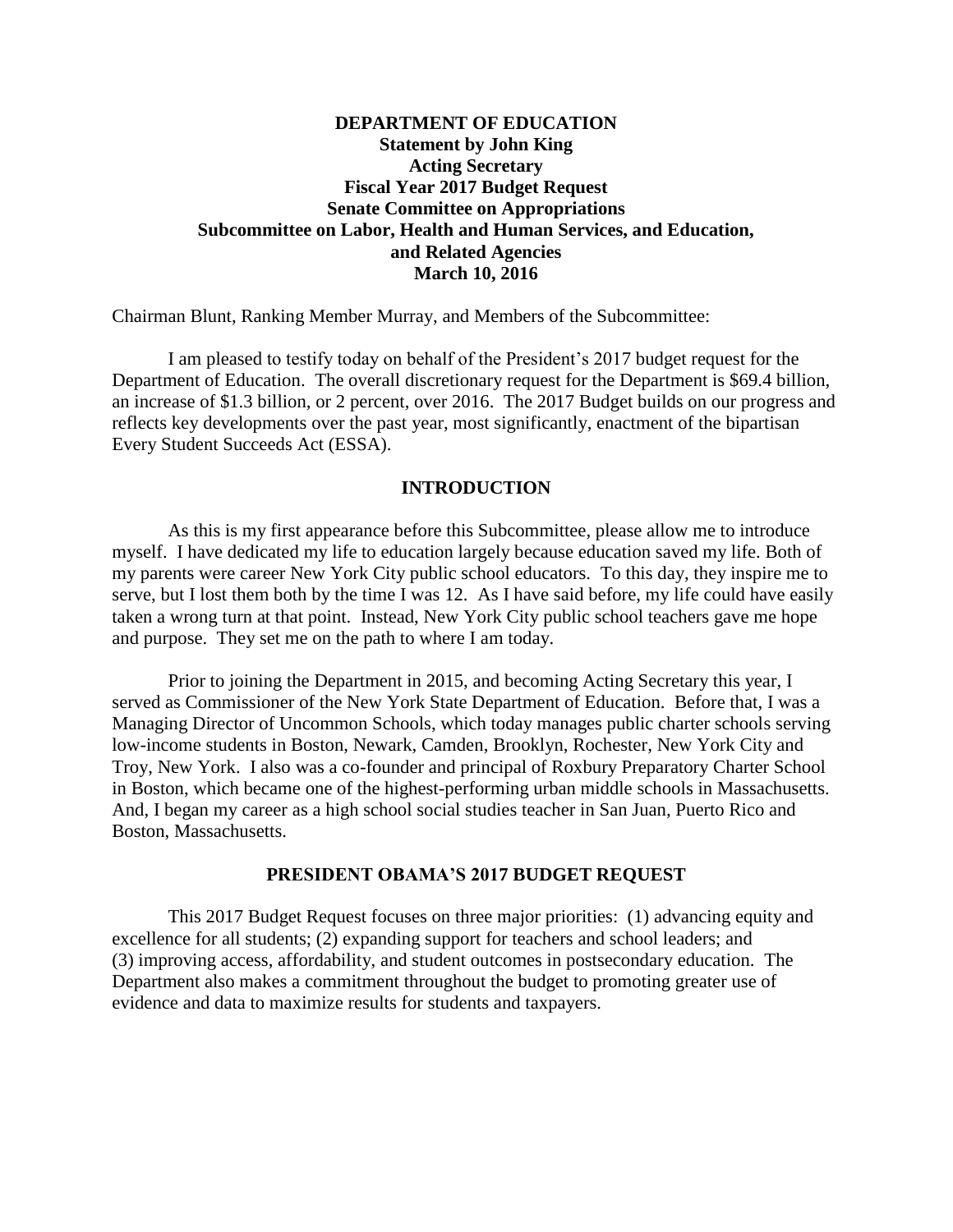**DEPARTMENT OF EDUCATION**
**Statement by John King**
**Acting Secretary**
**Fiscal Year 2017 Budget Request**
**Senate Committee on Appropriations**
**Subcommittee on Labor, Health and Human Services, and Education, and Related Agencies**
**March 10, 2016**

Chairman Blunt, Ranking Member Murray, and Members of the Subcommittee:

I am pleased to testify today on behalf of the President's 2017 budget request for the Department of Education. The overall discretionary request for the Department is $69.4 billion, an increase of $1.3 billion, or 2 percent, over 2016. The 2017 Budget builds on our progress and reflects key developments over the past year, most significantly, enactment of the bipartisan Every Student Succeeds Act (ESSA).

## INTRODUCTION

As this is my first appearance before this Subcommittee, please allow me to introduce myself. I have dedicated my life to education largely because education saved my life. Both of my parents were career New York City public school educators. To this day, they inspire me to serve, but I lost them both by the time I was 12. As I have said before, my life could have easily taken a wrong turn at that point. Instead, New York City public school teachers gave me hope and purpose. They set me on the path to where I am today.

Prior to joining the Department in 2015, and becoming Acting Secretary this year, I served as Commissioner of the New York State Department of Education. Before that, I was a Managing Director of Uncommon Schools, which today manages public charter schools serving low-income students in Boston, Newark, Camden, Brooklyn, Rochester, New York City and Troy, New York. I also was a co-founder and principal of Roxbury Preparatory Charter School in Boston, which became one of the highest-performing urban middle schools in Massachusetts. And, I began my career as a high school social studies teacher in San Juan, Puerto Rico and Boston, Massachusetts.

## PRESIDENT OBAMA'S 2017 BUDGET REQUEST

This 2017 Budget Request focuses on three major priorities: (1) advancing equity and excellence for all students; (2) expanding support for teachers and school leaders; and (3) improving access, affordability, and student outcomes in postsecondary education. The Department also makes a commitment throughout the budget to promoting greater use of evidence and data to maximize results for students and taxpayers.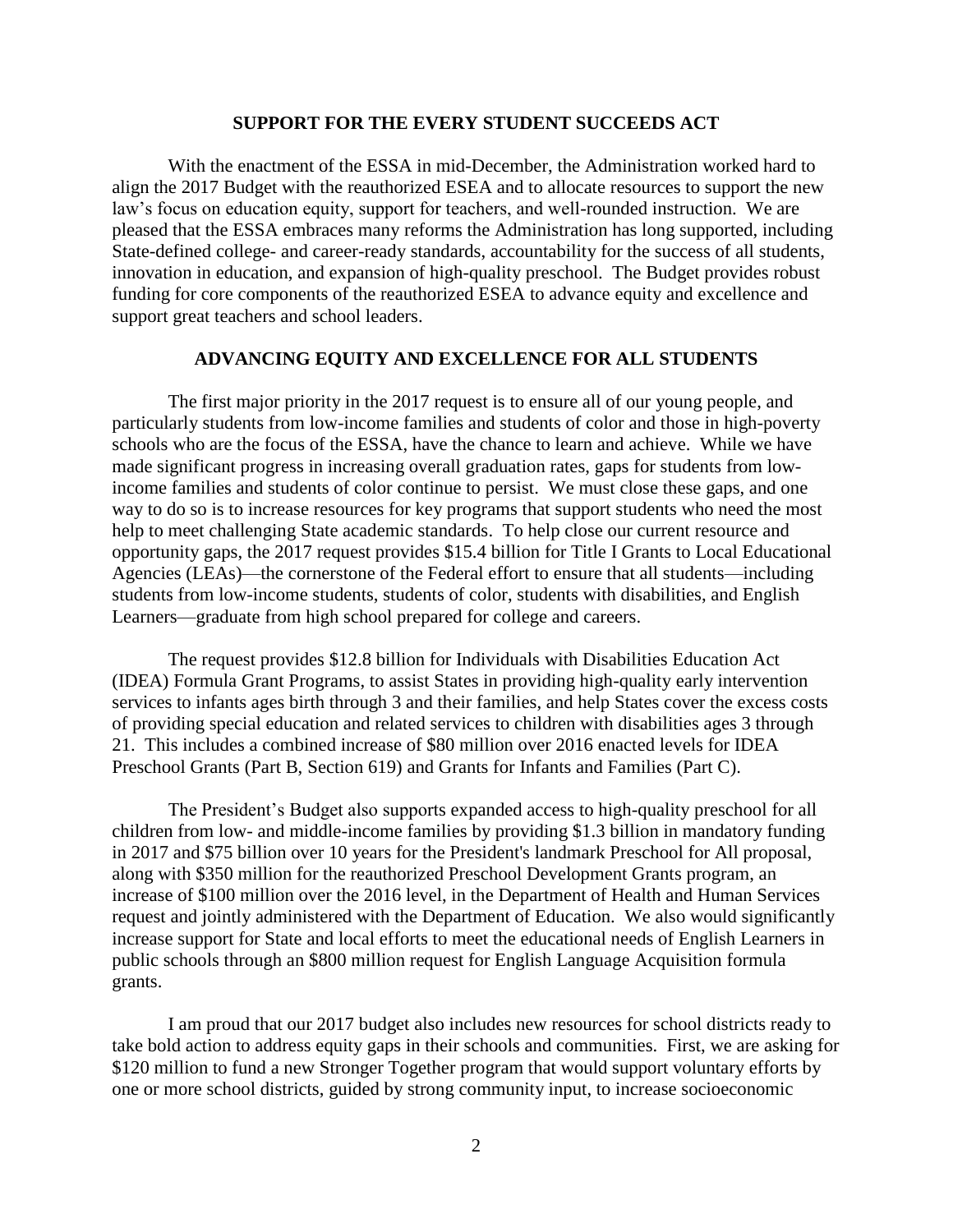## SUPPORT FOR THE EVERY STUDENT SUCCEEDS ACT

With the enactment of the ESSA in mid-December, the Administration worked hard to align the 2017 Budget with the reauthorized ESEA and to allocate resources to support the new law's focus on education equity, support for teachers, and well-rounded instruction. We are pleased that the ESSA embraces many reforms the Administration has long supported, including State-defined college- and career-ready standards, accountability for the success of all students, innovation in education, and expansion of high-quality preschool. The Budget provides robust funding for core components of the reauthorized ESEA to advance equity and excellence and support great teachers and school leaders.

## ADVANCING EQUITY AND EXCELLENCE FOR ALL STUDENTS

The first major priority in the 2017 request is to ensure all of our young people, and particularly students from low-income families and students of color and those in high-poverty schools who are the focus of the ESSA, have the chance to learn and achieve. While we have made significant progress in increasing overall graduation rates, gaps for students from low-income families and students of color continue to persist. We must close these gaps, and one way to do so is to increase resources for key programs that support students who need the most help to meet challenging State academic standards. To help close our current resource and opportunity gaps, the 2017 request provides $15.4 billion for Title I Grants to Local Educational Agencies (LEAs)—the cornerstone of the Federal effort to ensure that all students—including students from low-income students, students of color, students with disabilities, and English Learners—graduate from high school prepared for college and careers.

The request provides $12.8 billion for Individuals with Disabilities Education Act (IDEA) Formula Grant Programs, to assist States in providing high-quality early intervention services to infants ages birth through 3 and their families, and help States cover the excess costs of providing special education and related services to children with disabilities ages 3 through 21. This includes a combined increase of $80 million over 2016 enacted levels for IDEA Preschool Grants (Part B, Section 619) and Grants for Infants and Families (Part C).

The President's Budget also supports expanded access to high-quality preschool for all children from low- and middle-income families by providing $1.3 billion in mandatory funding in 2017 and $75 billion over 10 years for the President's landmark Preschool for All proposal, along with $350 million for the reauthorized Preschool Development Grants program, an increase of $100 million over the 2016 level, in the Department of Health and Human Services request and jointly administered with the Department of Education. We also would significantly increase support for State and local efforts to meet the educational needs of English Learners in public schools through an $800 million request for English Language Acquisition formula grants.

I am proud that our 2017 budget also includes new resources for school districts ready to take bold action to address equity gaps in their schools and communities. First, we are asking for $120 million to fund a new Stronger Together program that would support voluntary efforts by one or more school districts, guided by strong community input, to increase socioeconomic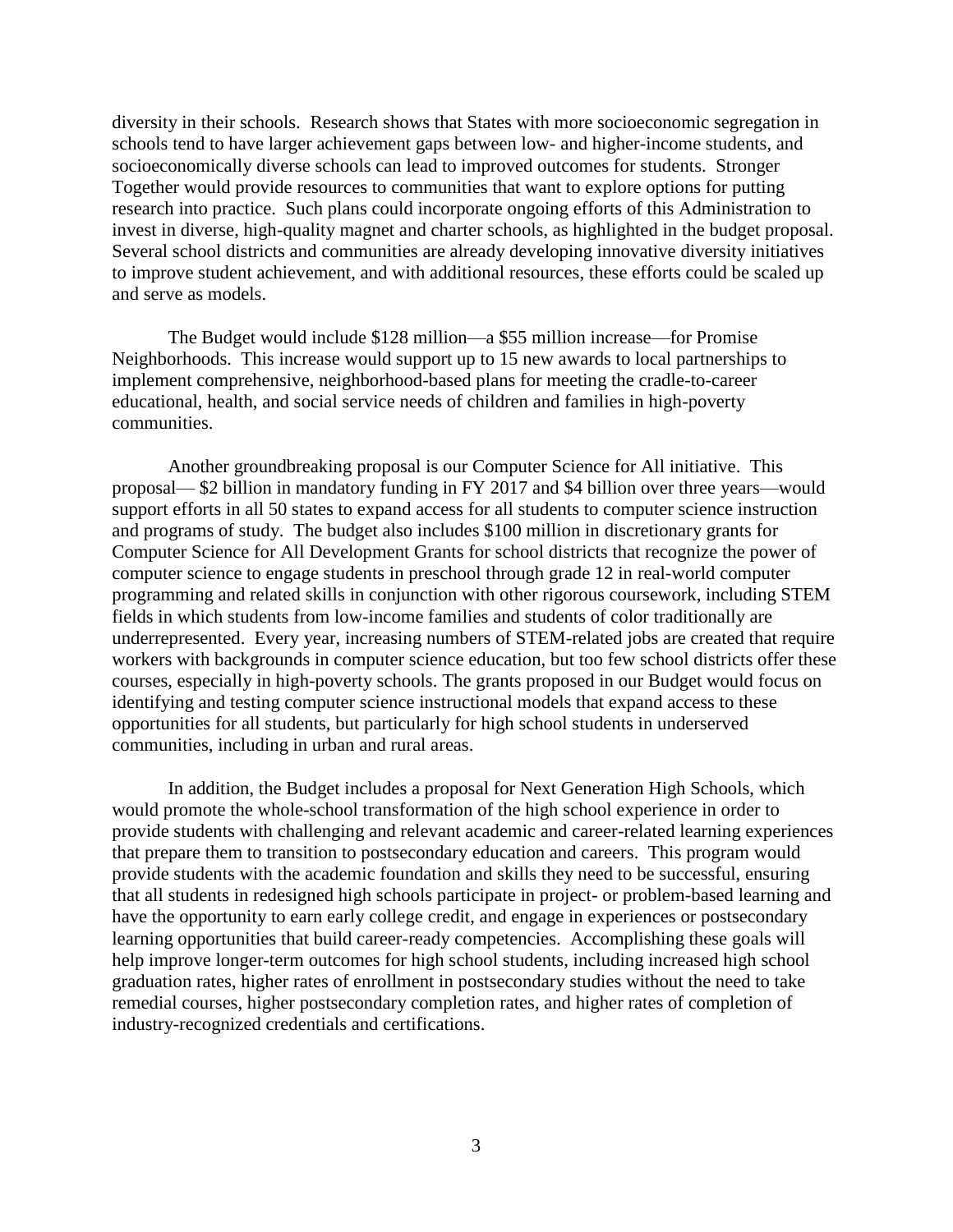diversity in their schools. Research shows that States with more socioeconomic segregation in schools tend to have larger achievement gaps between low- and higher-income students, and socioeconomically diverse schools can lead to improved outcomes for students. Stronger Together would provide resources to communities that want to explore options for putting research into practice. Such plans could incorporate ongoing efforts of this Administration to invest in diverse, high-quality magnet and charter schools, as highlighted in the budget proposal. Several school districts and communities are already developing innovative diversity initiatives to improve student achievement, and with additional resources, these efforts could be scaled up and serve as models.

The Budget would include $128 million—a $55 million increase—for Promise Neighborhoods. This increase would support up to 15 new awards to local partnerships to implement comprehensive, neighborhood-based plans for meeting the cradle-to-career educational, health, and social service needs of children and families in high-poverty communities.

Another groundbreaking proposal is our Computer Science for All initiative. This proposal— $2 billion in mandatory funding in FY 2017 and $4 billion over three years—would support efforts in all 50 states to expand access for all students to computer science instruction and programs of study. The budget also includes $100 million in discretionary grants for Computer Science for All Development Grants for school districts that recognize the power of computer science to engage students in preschool through grade 12 in real-world computer programming and related skills in conjunction with other rigorous coursework, including STEM fields in which students from low-income families and students of color traditionally are underrepresented. Every year, increasing numbers of STEM-related jobs are created that require workers with backgrounds in computer science education, but too few school districts offer these courses, especially in high-poverty schools. The grants proposed in our Budget would focus on identifying and testing computer science instructional models that expand access to these opportunities for all students, but particularly for high school students in underserved communities, including in urban and rural areas.

In addition, the Budget includes a proposal for Next Generation High Schools, which would promote the whole-school transformation of the high school experience in order to provide students with challenging and relevant academic and career-related learning experiences that prepare them to transition to postsecondary education and careers. This program would provide students with the academic foundation and skills they need to be successful, ensuring that all students in redesigned high schools participate in project- or problem-based learning and have the opportunity to earn early college credit, and engage in experiences or postsecondary learning opportunities that build career-ready competencies. Accomplishing these goals will help improve longer-term outcomes for high school students, including increased high school graduation rates, higher rates of enrollment in postsecondary studies without the need to take remedial courses, higher postsecondary completion rates, and higher rates of completion of industry-recognized credentials and certifications.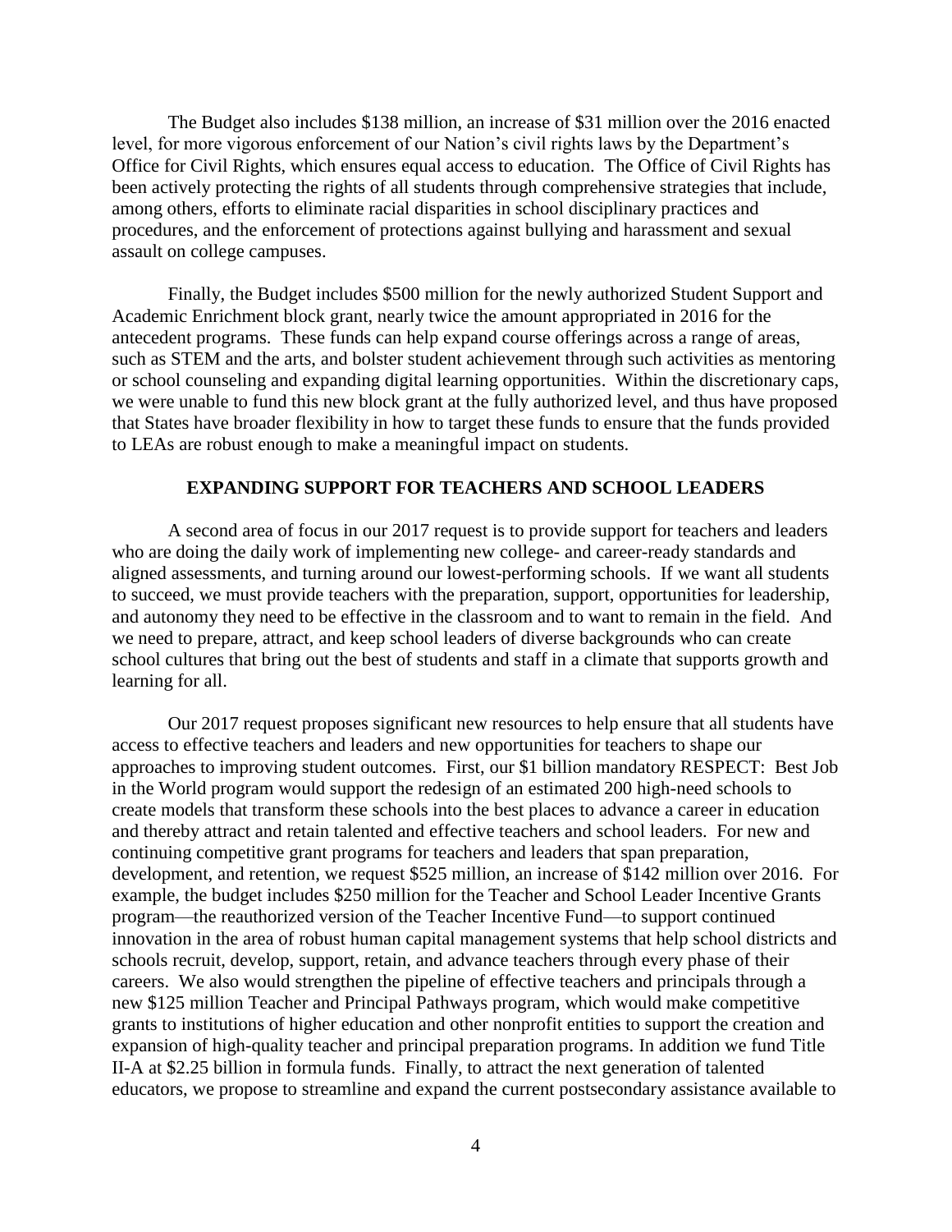The Budget also includes $138 million, an increase of $31 million over the 2016 enacted level, for more vigorous enforcement of our Nation's civil rights laws by the Department's Office for Civil Rights, which ensures equal access to education. The Office of Civil Rights has been actively protecting the rights of all students through comprehensive strategies that include, among others, efforts to eliminate racial disparities in school disciplinary practices and procedures, and the enforcement of protections against bullying and harassment and sexual assault on college campuses.

Finally, the Budget includes $500 million for the newly authorized Student Support and Academic Enrichment block grant, nearly twice the amount appropriated in 2016 for the antecedent programs. These funds can help expand course offerings across a range of areas, such as STEM and the arts, and bolster student achievement through such activities as mentoring or school counseling and expanding digital learning opportunities. Within the discretionary caps, we were unable to fund this new block grant at the fully authorized level, and thus have proposed that States have broader flexibility in how to target these funds to ensure that the funds provided to LEAs are robust enough to make a meaningful impact on students.

## EXPANDING SUPPORT FOR TEACHERS AND SCHOOL LEADERS

A second area of focus in our 2017 request is to provide support for teachers and leaders who are doing the daily work of implementing new college- and career-ready standards and aligned assessments, and turning around our lowest-performing schools. If we want all students to succeed, we must provide teachers with the preparation, support, opportunities for leadership, and autonomy they need to be effective in the classroom and to want to remain in the field. And we need to prepare, attract, and keep school leaders of diverse backgrounds who can create school cultures that bring out the best of students and staff in a climate that supports growth and learning for all.

Our 2017 request proposes significant new resources to help ensure that all students have access to effective teachers and leaders and new opportunities for teachers to shape our approaches to improving student outcomes. First, our $1 billion mandatory RESPECT: Best Job in the World program would support the redesign of an estimated 200 high-need schools to create models that transform these schools into the best places to advance a career in education and thereby attract and retain talented and effective teachers and school leaders. For new and continuing competitive grant programs for teachers and leaders that span preparation, development, and retention, we request $525 million, an increase of $142 million over 2016. For example, the budget includes $250 million for the Teacher and School Leader Incentive Grants program—the reauthorized version of the Teacher Incentive Fund—to support continued innovation in the area of robust human capital management systems that help school districts and schools recruit, develop, support, retain, and advance teachers through every phase of their careers. We also would strengthen the pipeline of effective teachers and principals through a new $125 million Teacher and Principal Pathways program, which would make competitive grants to institutions of higher education and other nonprofit entities to support the creation and expansion of high-quality teacher and principal preparation programs. In addition we fund Title II-A at $2.25 billion in formula funds. Finally, to attract the next generation of talented educators, we propose to streamline and expand the current postsecondary assistance available to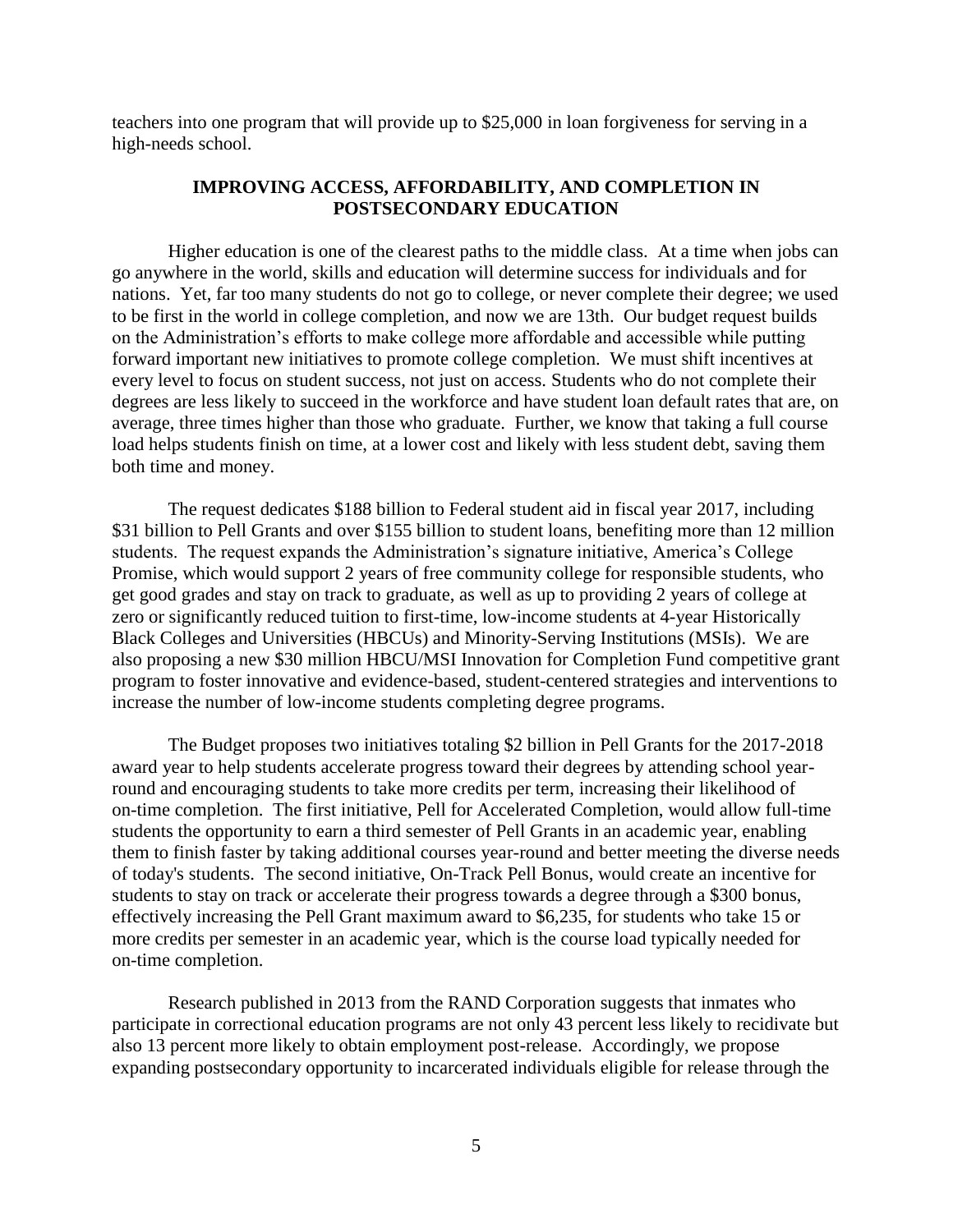teachers into one program that will provide up to $25,000 in loan forgiveness for serving in a high-needs school.

## IMPROVING ACCESS, AFFORDABILITY, AND COMPLETION IN POSTSECONDARY EDUCATION

Higher education is one of the clearest paths to the middle class. At a time when jobs can go anywhere in the world, skills and education will determine success for individuals and for nations. Yet, far too many students do not go to college, or never complete their degree; we used to be first in the world in college completion, and now we are 13th. Our budget request builds on the Administration's efforts to make college more affordable and accessible while putting forward important new initiatives to promote college completion. We must shift incentives at every level to focus on student success, not just on access. Students who do not complete their degrees are less likely to succeed in the workforce and have student loan default rates that are, on average, three times higher than those who graduate. Further, we know that taking a full course load helps students finish on time, at a lower cost and likely with less student debt, saving them both time and money.

The request dedicates $188 billion to Federal student aid in fiscal year 2017, including $31 billion to Pell Grants and over $155 billion to student loans, benefiting more than 12 million students. The request expands the Administration's signature initiative, America's College Promise, which would support 2 years of free community college for responsible students, who get good grades and stay on track to graduate, as well as up to providing 2 years of college at zero or significantly reduced tuition to first-time, low-income students at 4-year Historically Black Colleges and Universities (HBCUs) and Minority-Serving Institutions (MSIs). We are also proposing a new $30 million HBCU/MSI Innovation for Completion Fund competitive grant program to foster innovative and evidence-based, student-centered strategies and interventions to increase the number of low-income students completing degree programs.

The Budget proposes two initiatives totaling $2 billion in Pell Grants for the 2017-2018 award year to help students accelerate progress toward their degrees by attending school year-round and encouraging students to take more credits per term, increasing their likelihood of on-time completion. The first initiative, Pell for Accelerated Completion, would allow full-time students the opportunity to earn a third semester of Pell Grants in an academic year, enabling them to finish faster by taking additional courses year-round and better meeting the diverse needs of today's students. The second initiative, On-Track Pell Bonus, would create an incentive for students to stay on track or accelerate their progress towards a degree through a $300 bonus, effectively increasing the Pell Grant maximum award to $6,235, for students who take 15 or more credits per semester in an academic year, which is the course load typically needed for on-time completion.

Research published in 2013 from the RAND Corporation suggests that inmates who participate in correctional education programs are not only 43 percent less likely to recidivate but also 13 percent more likely to obtain employment post-release. Accordingly, we propose expanding postsecondary opportunity to incarcerated individuals eligible for release through the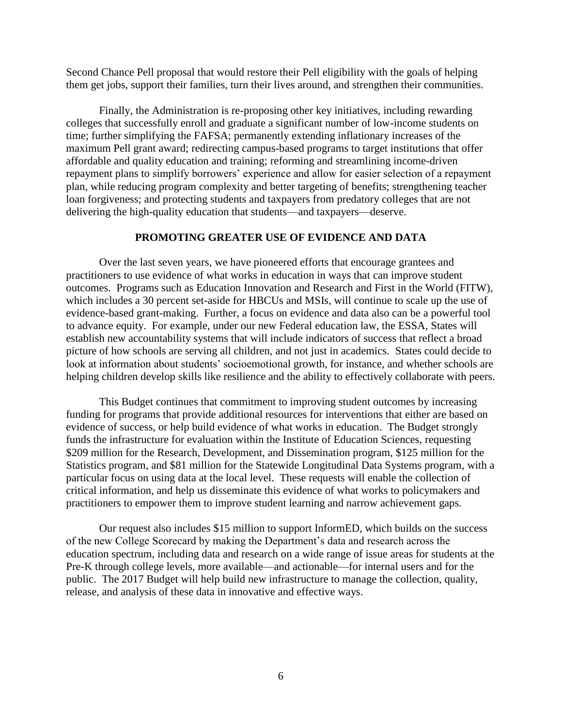Second Chance Pell proposal that would restore their Pell eligibility with the goals of helping them get jobs, support their families, turn their lives around, and strengthen their communities.

Finally, the Administration is re-proposing other key initiatives, including rewarding colleges that successfully enroll and graduate a significant number of low-income students on time; further simplifying the FAFSA; permanently extending inflationary increases of the maximum Pell grant award; redirecting campus-based programs to target institutions that offer affordable and quality education and training; reforming and streamlining income-driven repayment plans to simplify borrowers' experience and allow for easier selection of a repayment plan, while reducing program complexity and better targeting of benefits; strengthening teacher loan forgiveness; and protecting students and taxpayers from predatory colleges that are not delivering the high-quality education that students—and taxpayers—deserve.

## PROMOTING GREATER USE OF EVIDENCE AND DATA

Over the last seven years, we have pioneered efforts that encourage grantees and practitioners to use evidence of what works in education in ways that can improve student outcomes. Programs such as Education Innovation and Research and First in the World (FITW), which includes a 30 percent set-aside for HBCUs and MSIs, will continue to scale up the use of evidence-based grant-making. Further, a focus on evidence and data also can be a powerful tool to advance equity. For example, under our new Federal education law, the ESSA, States will establish new accountability systems that will include indicators of success that reflect a broad picture of how schools are serving all children, and not just in academics. States could decide to look at information about students' socioemotional growth, for instance, and whether schools are helping children develop skills like resilience and the ability to effectively collaborate with peers.

This Budget continues that commitment to improving student outcomes by increasing funding for programs that provide additional resources for interventions that either are based on evidence of success, or help build evidence of what works in education. The Budget strongly funds the infrastructure for evaluation within the Institute of Education Sciences, requesting $209 million for the Research, Development, and Dissemination program, $125 million for the Statistics program, and $81 million for the Statewide Longitudinal Data Systems program, with a particular focus on using data at the local level. These requests will enable the collection of critical information, and help us disseminate this evidence of what works to policymakers and practitioners to empower them to improve student learning and narrow achievement gaps.

Our request also includes $15 million to support InformED, which builds on the success of the new College Scorecard by making the Department's data and research across the education spectrum, including data and research on a wide range of issue areas for students at the Pre-K through college levels, more available—and actionable—for internal users and for the public. The 2017 Budget will help build new infrastructure to manage the collection, quality, release, and analysis of these data in innovative and effective ways.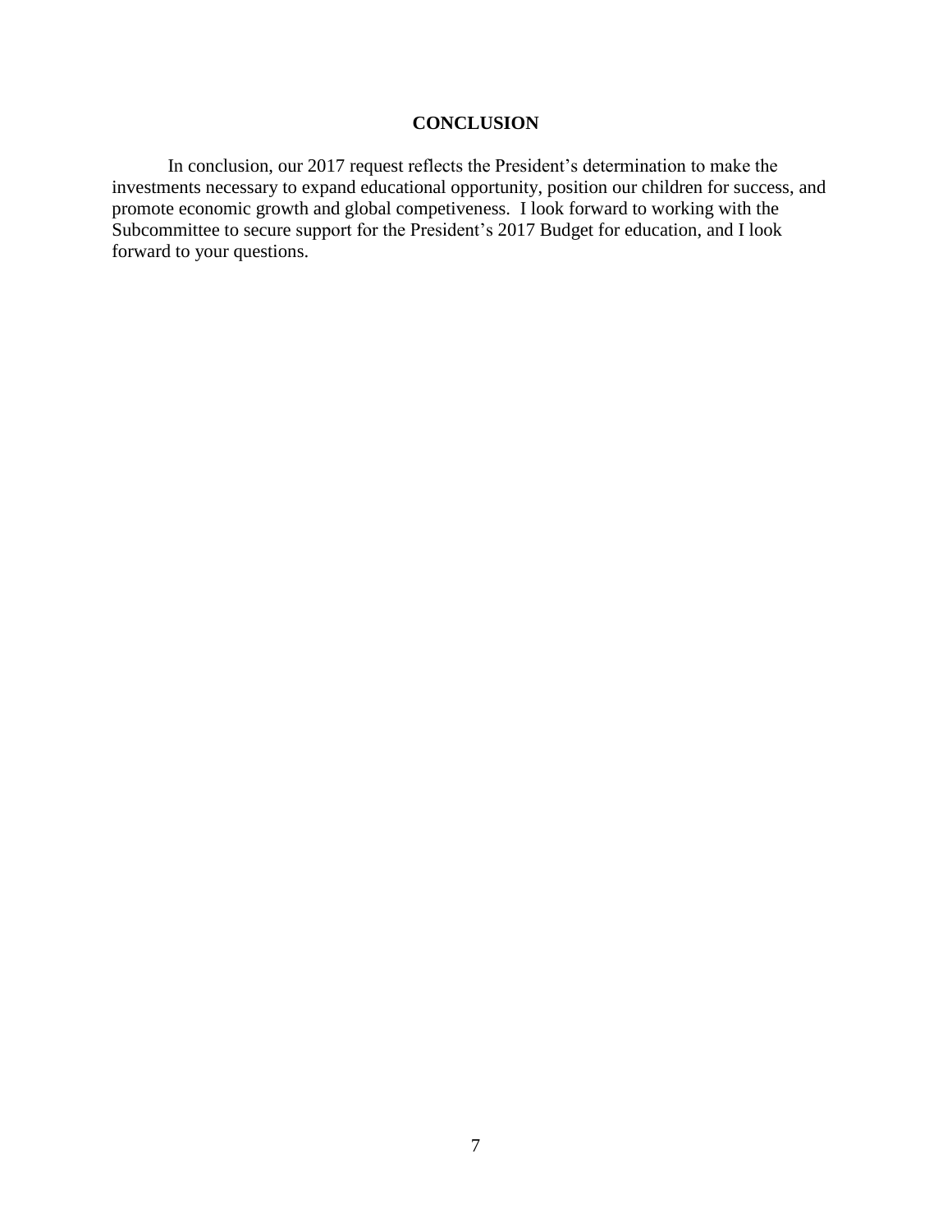## CONCLUSION

In conclusion, our 2017 request reflects the President's determination to make the investments necessary to expand educational opportunity, position our children for success, and promote economic growth and global competiveness. I look forward to working with the Subcommittee to secure support for the President's 2017 Budget for education, and I look forward to your questions.